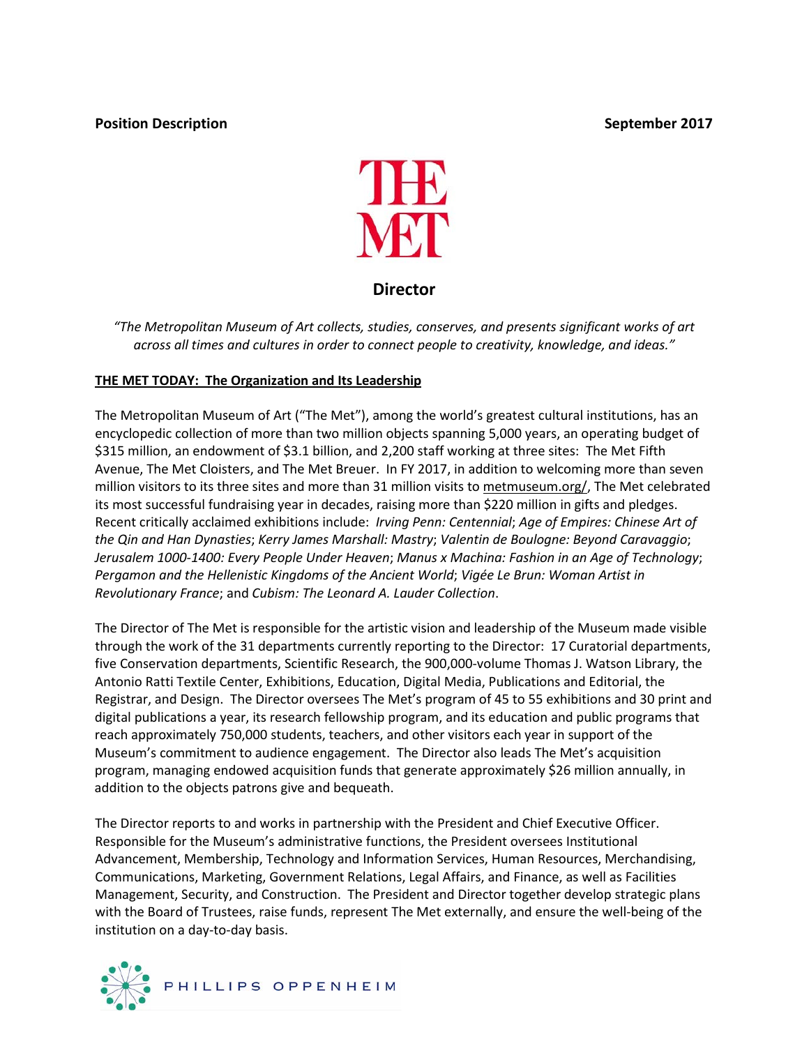**Position Description** **September 2017**

# Director

*"The Metropolitan Museum of Art collects, studies, conserves, and presents significant works of art across all times and cultures in order to connect people to creativity, knowledge, and ideas."*

## THE MET TODAY: The Organization and Its Leadership

The Metropolitan Museum of Art ("The Met"), among the world's greatest cultural institutions, has an encyclopedic collection of more than two million objects spanning 5,000 years, an operating budget of $315 million, an endowment of $3.1 billion, and 2,200 staff working at three sites: The Met Fifth Avenue, The Met Cloisters, and The Met Breuer. In FY 2017, in addition to welcoming more than seven million visitors to its three sites and more than 31 million visits to metmuseum.org/, The Met celebrated its most successful fundraising year in decades, raising more than $220 million in gifts and pledges. Recent critically acclaimed exhibitions include: *Irving Penn: Centennial*; *Age of Empires: Chinese Art of the Qin and Han Dynasties*; *Kerry James Marshall: Mastry*; *Valentin de Boulogne: Beyond Caravaggio*; *Jerusalem 1000-1400: Every People Under Heaven*; *Manus x Machina: Fashion in an Age of Technology*; *Pergamon and the Hellenistic Kingdoms of the Ancient World*; *Vigée Le Brun: Woman Artist in Revolutionary France*; and *Cubism: The Leonard A. Lauder Collection*.

The Director of The Met is responsible for the artistic vision and leadership of the Museum made visible through the work of the 31 departments currently reporting to the Director: 17 Curatorial departments, five Conservation departments, Scientific Research, the 900,000-volume Thomas J. Watson Library, the Antonio Ratti Textile Center, Exhibitions, Education, Digital Media, Publications and Editorial, the Registrar, and Design. The Director oversees The Met's program of 45 to 55 exhibitions and 30 print and digital publications a year, its research fellowship program, and its education and public programs that reach approximately 750,000 students, teachers, and other visitors each year in support of the Museum's commitment to audience engagement. The Director also leads The Met's acquisition program, managing endowed acquisition funds that generate approximately $26 million annually, in addition to the objects patrons give and bequeath.

The Director reports to and works in partnership with the President and Chief Executive Officer. Responsible for the Museum's administrative functions, the President oversees Institutional Advancement, Membership, Technology and Information Services, Human Resources, Merchandising, Communications, Marketing, Government Relations, Legal Affairs, and Finance, as well as Facilities Management, Security, and Construction. The President and Director together develop strategic plans with the Board of Trustees, raise funds, represent The Met externally, and ensure the well-being of the institution on a day-to-day basis.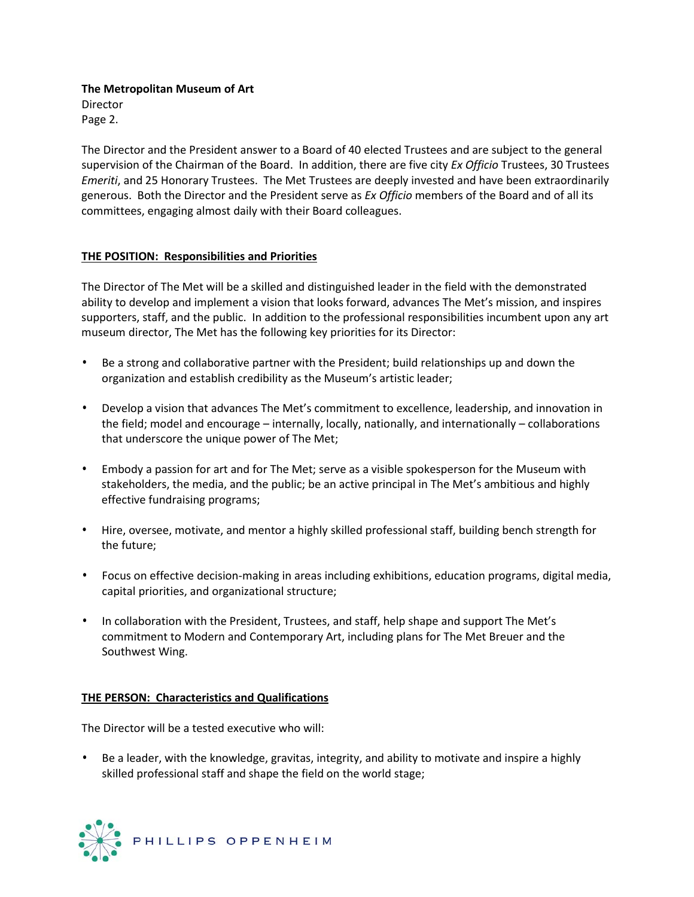The Director and the President answer to a Board of 40 elected Trustees and are subject to the general supervision of the Chairman of the Board. In addition, there are five city *Ex Officio* Trustees, 30 Trustees *Emeriti*, and 25 Honorary Trustees. The Met Trustees are deeply invested and have been extraordinarily generous. Both the Director and the President serve as *Ex Officio* members of the Board and of all its committees, engaging almost daily with their Board colleagues.

## THE POSITION: Responsibilities and Priorities

The Director of The Met will be a skilled and distinguished leader in the field with the demonstrated ability to develop and implement a vision that looks forward, advances The Met's mission, and inspires supporters, staff, and the public. In addition to the professional responsibilities incumbent upon any art museum director, The Met has the following key priorities for its Director:

- Be a strong and collaborative partner with the President; build relationships up and down the organization and establish credibility as the Museum's artistic leader;
- Develop a vision that advances The Met's commitment to excellence, leadership, and innovation in the field; model and encourage – internally, locally, nationally, and internationally – collaborations that underscore the unique power of The Met;
- Embody a passion for art and for The Met; serve as a visible spokesperson for the Museum with stakeholders, the media, and the public; be an active principal in The Met's ambitious and highly effective fundraising programs;
- Hire, oversee, motivate, and mentor a highly skilled professional staff, building bench strength for the future;
- Focus on effective decision-making in areas including exhibitions, education programs, digital media, capital priorities, and organizational structure;
- In collaboration with the President, Trustees, and staff, help shape and support The Met's commitment to Modern and Contemporary Art, including plans for The Met Breuer and the Southwest Wing.

## THE PERSON: Characteristics and Qualifications

The Director will be a tested executive who will:

- Be a leader, with the knowledge, gravitas, integrity, and ability to motivate and inspire a highly skilled professional staff and shape the field on the world stage;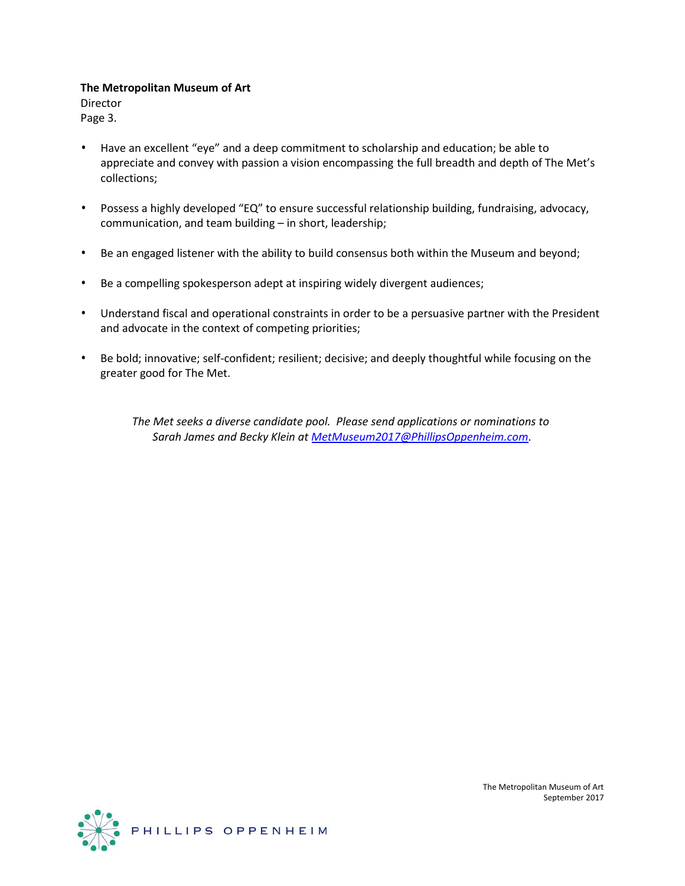- Have an excellent "eye" and a deep commitment to scholarship and education; be able to appreciate and convey with passion a vision encompassing the full breadth and depth of The Met's collections;

- Possess a highly developed "EQ" to ensure successful relationship building, fundraising, advocacy, communication, and team building – in short, leadership;

- Be an engaged listener with the ability to build consensus both within the Museum and beyond;

- Be a compelling spokesperson adept at inspiring widely divergent audiences;

- Understand fiscal and operational constraints in order to be a persuasive partner with the President and advocate in the context of competing priorities;

- Be bold; innovative; self-confident; resilient; decisive; and deeply thoughtful while focusing on the greater good for The Met.

*The Met seeks a diverse candidate pool. Please send applications or nominations to Sarah James and Becky Klein at [MetMuseum2017@PhillipsOppenheim.com](mailto:MetMuseum2017@PhillipsOppenheim.com).*